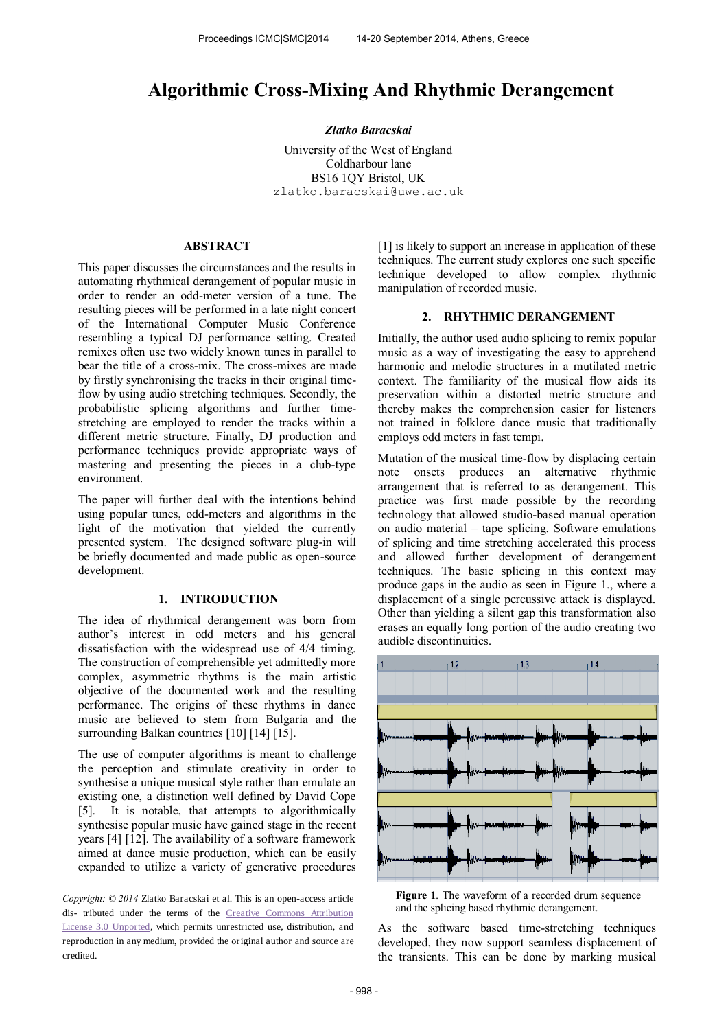# Algorithmic Cross-Mixing And Rhythmic Derangement

***Zlatko Baracskai***

University of the West of England
Coldharbour lane
BS16 1QY Bristol, UK
zlatko.baracskai@uwe.ac.uk

## ABSTRACT

This paper discusses the circumstances and the results in automating rhythmical derangement of popular music in order to render an odd-meter version of a tune. The resulting pieces will be performed in a late night concert of the International Computer Music Conference resembling a typical DJ performance setting. Created remixes often use two widely known tunes in parallel to bear the title of a cross-mix. The cross-mixes are made by firstly synchronising the tracks in their original time-flow by using audio stretching techniques. Secondly, the probabilistic splicing algorithms and further time-stretching are employed to render the tracks within a different metric structure. Finally, DJ production and performance techniques provide appropriate ways of mastering and presenting the pieces in a club-type environment.

The paper will further deal with the intentions behind using popular tunes, odd-meters and algorithms in the light of the motivation that yielded the currently presented system. The designed software plug-in will be briefly documented and made public as open-source development.

## 1. INTRODUCTION

The idea of rhythmical derangement was born from author's interest in odd meters and his general dissatisfaction with the widespread use of 4/4 timing. The construction of comprehensible yet admittedly more complex, asymmetric rhythms is the main artistic objective of the documented work and the resulting performance. The origins of these rhythms in dance music are believed to stem from Bulgaria and the surrounding Balkan countries [10] [14] [15].

The use of computer algorithms is meant to challenge the perception and stimulate creativity in order to synthesise a unique musical style rather than emulate an existing one, a distinction well defined by David Cope [5]. It is notable, that attempts to algorithmically synthesise popular music have gained stage in the recent years [4] [12]. The availability of a software framework aimed at dance music production, which can be easily expanded to utilize a variety of generative procedures [1] is likely to support an increase in application of these techniques. The current study explores one such specific technique developed to allow complex rhythmic manipulation of recorded music.

*Copyright: © 2014 Zlatko Baracskai et al. This is an open-access article dis- tributed under the terms of the Creative Commons Attribution License 3.0 Unported, which permits unrestricted use, distribution, and reproduction in any medium, provided the original author and source are credited.*

## 2. RHYTHMIC DERANGEMENT

Initially, the author used audio splicing to remix popular music as a way of investigating the easy to apprehend harmonic and melodic structures in a mutilated metric context. The familiarity of the musical flow aids its preservation within a distorted metric structure and thereby makes the comprehension easier for listeners not trained in folklore dance music that traditionally employs odd meters in fast tempi.

Mutation of the musical time-flow by displacing certain note onsets produces an alternative rhythmic arrangement that is referred to as derangement. This practice was first made possible by the recording technology that allowed studio-based manual operation on audio material – tape splicing. Software emulations of splicing and time stretching accelerated this process and allowed further development of derangement techniques. The basic splicing in this context may produce gaps in the audio as seen in Figure 1., where a displacement of a single percussive attack is displayed. Other than yielding a silent gap this transformation also erases an equally long portion of the audio creating two audible discontinuities.

**Figure 1**. The waveform of a recorded drum sequence and the splicing based rhythmic derangement.

As the software based time-stretching techniques developed, they now support seamless displacement of the transients. This can be done by marking musical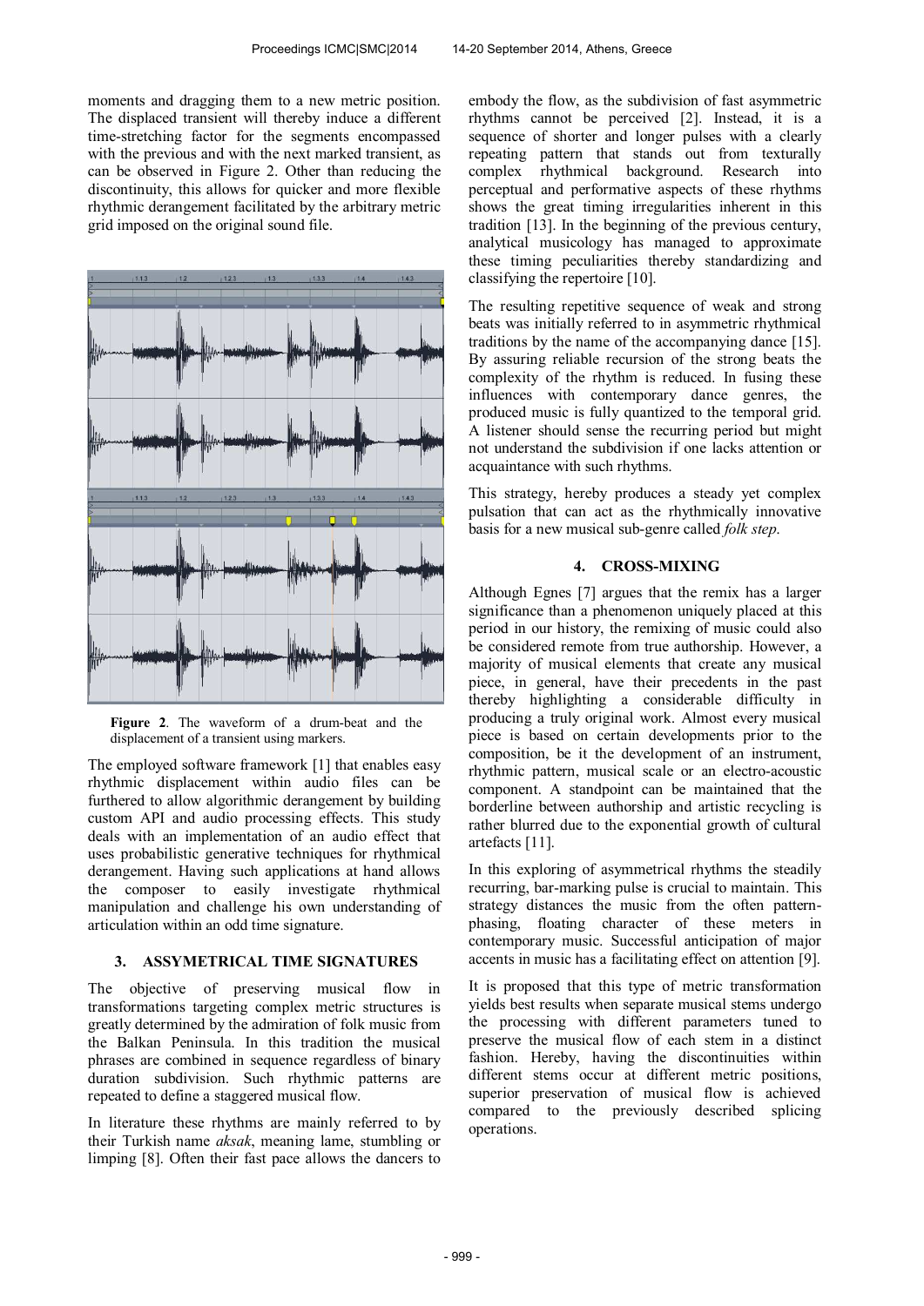moments and dragging them to a new metric position. The displaced transient will thereby induce a different time-stretching factor for the segments encompassed with the previous and with the next marked transient, as can be observed in Figure 2. Other than reducing the discontinuity, this allows for quicker and more flexible rhythmic derangement facilitated by the arbitrary metric grid imposed on the original sound file.

**Figure 2**. The waveform of a drum-beat and the displacement of a transient using markers.

The employed software framework [1] that enables easy rhythmic displacement within audio files can be furthered to allow algorithmic derangement by building custom API and audio processing effects. This study deals with an implementation of an audio effect that uses probabilistic generative techniques for rhythmical derangement. Having such applications at hand allows the composer to easily investigate rhythmical manipulation and challenge his own understanding of articulation within an odd time signature.

## 3. ASSYMETRICAL TIME SIGNATURES

The objective of preserving musical flow in transformations targeting complex metric structures is greatly determined by the admiration of folk music from the Balkan Peninsula. In this tradition the musical phrases are combined in sequence regardless of binary duration subdivision. Such rhythmic patterns are repeated to define a staggered musical flow.

In literature these rhythms are mainly referred to by their Turkish name *aksak*, meaning lame, stumbling or limping [8]. Often their fast pace allows the dancers to embody the flow, as the subdivision of fast asymmetric rhythms cannot be perceived [2]. Instead, it is a sequence of shorter and longer pulses with a clearly repeating pattern that stands out from texturally complex rhythmical background. Research into perceptual and performative aspects of these rhythms shows the great timing irregularities inherent in this tradition [13]. In the beginning of the previous century, analytical musicology has managed to approximate these timing peculiarities thereby standardizing and classifying the repertoire [10].

The resulting repetitive sequence of weak and strong beats was initially referred to in asymmetric rhythmical traditions by the name of the accompanying dance [15]. By assuring reliable recursion of the strong beats the complexity of the rhythm is reduced. In fusing these influences with contemporary dance genres, the produced music is fully quantized to the temporal grid. A listener should sense the recurring period but might not understand the subdivision if one lacks attention or acquaintance with such rhythms.

This strategy, hereby produces a steady yet complex pulsation that can act as the rhythmically innovative basis for a new musical sub-genre called *folk step*.

## 4. CROSS-MIXING

Although Egnes [7] argues that the remix has a larger significance than a phenomenon uniquely placed at this period in our history, the remixing of music could also be considered remote from true authorship. However, a majority of musical elements that create any musical piece, in general, have their precedents in the past thereby highlighting a considerable difficulty in producing a truly original work. Almost every musical piece is based on certain developments prior to the composition, be it the development of an instrument, rhythmic pattern, musical scale or an electro-acoustic component. A standpoint can be maintained that the borderline between authorship and artistic recycling is rather blurred due to the exponential growth of cultural artefacts [11].

In this exploring of asymmetrical rhythms the steadily recurring, bar-marking pulse is crucial to maintain. This strategy distances the music from the often pattern-phasing, floating character of these meters in contemporary music. Successful anticipation of major accents in music has a facilitating effect on attention [9].

It is proposed that this type of metric transformation yields best results when separate musical stems undergo the processing with different parameters tuned to preserve the musical flow of each stem in a distinct fashion. Hereby, having the discontinuities within different stems occur at different metric positions, superior preservation of musical flow is achieved compared to the previously described splicing operations.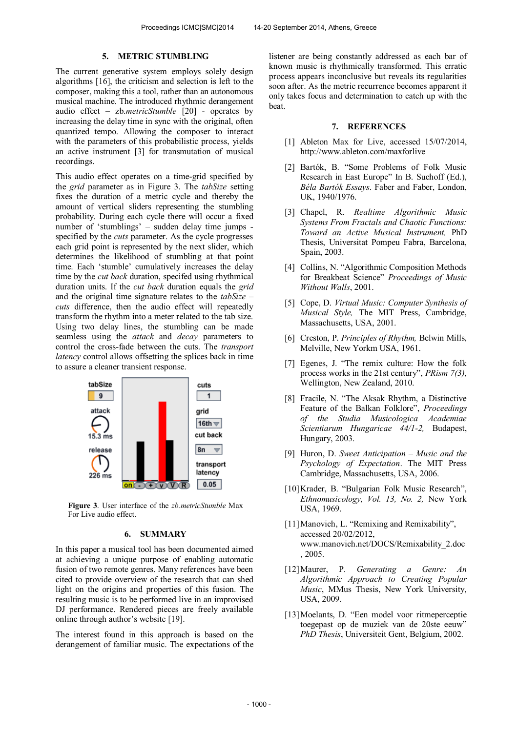## 5. METRIC STUMBLING

The current generative system employs solely design algorithms [16], the criticism and selection is left to the composer, making this a tool, rather than an autonomous musical machine. The introduced rhythmic derangement audio effect – zb.*metricStumble* [20] - operates by increasing the delay time in sync with the original, often quantized tempo. Allowing the composer to interact with the parameters of this probabilistic process, yields an active instrument [3] for transmutation of musical recordings.

This audio effect operates on a time-grid specified by the *grid* parameter as in Figure 3. The *tabSize* setting fixes the duration of a metric cycle and thereby the amount of vertical sliders representing the stumbling probability. During each cycle there will occur a fixed number of 'stumblings' – sudden delay time jumps - specified by the *cuts* parameter. As the cycle progresses each grid point is represented by the next slider, which determines the likelihood of stumbling at that point time. Each 'stumble' cumulatively increases the delay time by the *cut back* duration, specifed using rhythmical duration units. If the *cut back* duration equals the *grid* and the original time signature relates to the *tabSize* – *cuts* difference, then the audio effect will repeatedly transform the rhythm into a meter related to the tab size. Using two delay lines, the stumbling can be made seamless using the *attack* and *decay* parameters to control the cross-fade between the cuts. The *transport latency* control allows offsetting the splices back in time to assure a cleaner transient response.

**Figure 3**. User interface of the *zb.metricStumble* Max For Live audio effect.

## 6. SUMMARY

In this paper a musical tool has been documented aimed at achieving a unique purpose of enabling automatic fusion of two remote genres. Many references have been cited to provide overview of the research that can shed light on the origins and properties of this fusion. The resulting music is to be performed live in an improvised DJ performance. Rendered pieces are freely available online through author's website [19].

The interest found in this approach is based on the derangement of familiar music. The expectations of the listener are being constantly addressed as each bar of known music is rhythmically transformed. This erratic process appears inconclusive but reveals its regularities soon after. As the metric recurrence becomes apparent it only takes focus and determination to catch up with the beat.

## 7. REFERENCES

[1] Ableton Max for Live, accessed 15/07/2014, http://www.ableton.com/maxforlive

[2] Bartók, B. "Some Problems of Folk Music Research in East Europe" In B. Suchoff (Ed.), *Béla Bartók Essays*. Faber and Faber, London, UK, 1940/1976.

[3] Chapel, R. *Realtime Algorithmic Music Systems From Fractals and Chaotic Functions: Toward an Active Musical Instrument,* PhD Thesis, Universitat Pompeu Fabra, Barcelona, Spain, 2003.

[4] Collins, N. "Algorithmic Composition Methods for Breakbeat Science" *Proceedings of Music Without Walls*, 2001.

[5] Cope, D. *Virtual Music: Computer Synthesis of Musical Style,* The MIT Press, Cambridge, Massachusetts, USA, 2001.

[6] Creston, P. *Principles of Rhythm,* Belwin Mills, Melville, New Yorkm USA, 1961.

[7] Egenes, J. "The remix culture: How the folk process works in the 21st century", *PRism 7(3)*, Wellington, New Zealand, 2010.

[8] Fracile, N. "The Aksak Rhythm, a Distinctive Feature of the Balkan Folklore", *Proceedings of the Studia Musicologica Academiae Scientiarum Hungaricae 44/1-2,* Budapest, Hungary, 2003.

[9] Huron, D. *Sweet Anticipation – Music and the Psychology of Expectation*. The MIT Press Cambridge, Massachusetts, USA, 2006.

[10] Krader, B. "Bulgarian Folk Music Research", *Ethnomusicology, Vol. 13, No. 2,* New York USA, 1969.

[11] Manovich, L. "Remixing and Remixability", accessed 20/02/2012, www.manovich.net/DOCS/Remixability_2.doc , 2005.

[12] Maurer, P. *Generating a Genre: An Algorithmic Approach to Creating Popular Music*, MMus Thesis, New York University, USA, 2009.

[13] Moelants, D. "Een model voor ritmeperceptie toegepast op de muziek van de 20ste eeuw" *PhD Thesis*, Universiteit Gent, Belgium, 2002.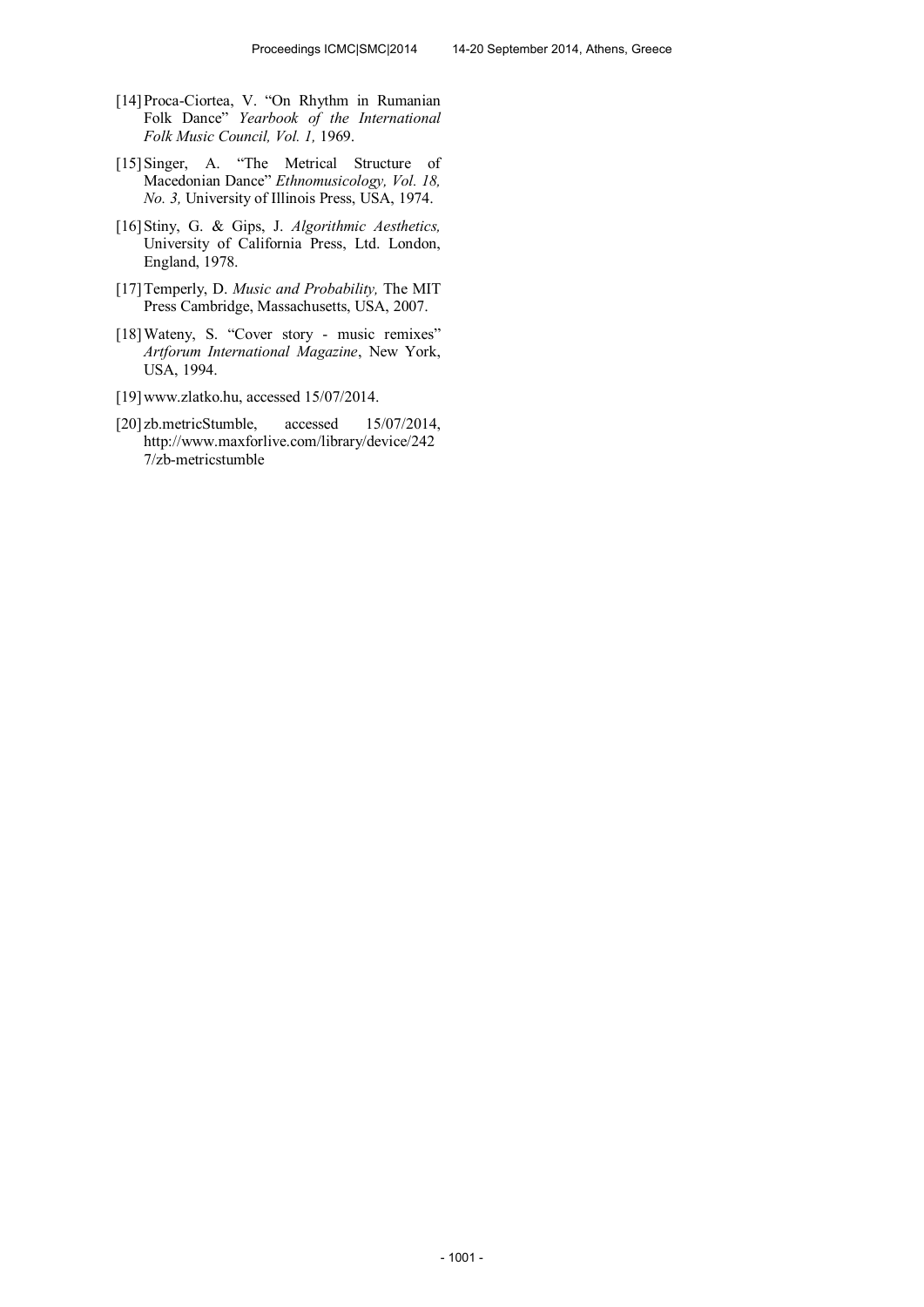[14] Proca-Ciortea, V. "On Rhythm in Rumanian Folk Dance" *Yearbook of the International Folk Music Council, Vol. 1,* 1969.

[15] Singer, A. "The Metrical Structure of Macedonian Dance" *Ethnomusicology, Vol. 18, No. 3,* University of Illinois Press, USA, 1974.

[16] Stiny, G. & Gips, J. *Algorithmic Aesthetics,* University of California Press, Ltd. London, England, 1978.

[17] Temperly, D. *Music and Probability,* The MIT Press Cambridge, Massachusetts, USA, 2007.

[18] Wateny, S. "Cover story - music remixes" *Artforum International Magazine*, New York, USA, 1994.

[19] www.zlatko.hu, accessed 15/07/2014.

[20] zb.metricStumble, accessed 15/07/2014, http://www.maxforlive.com/library/device/2427/zb-metricstumble